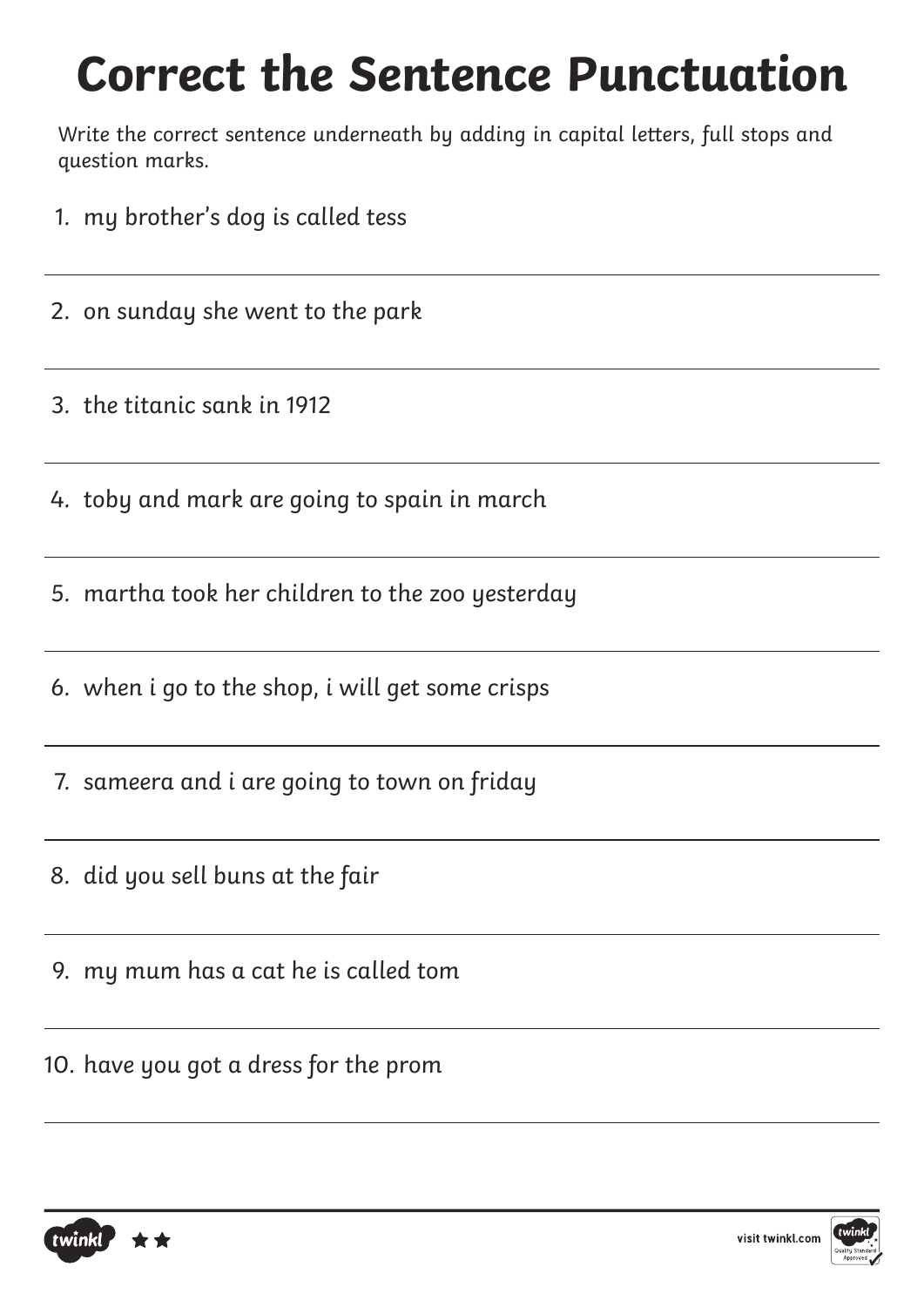# Correct the Sentence Punctuation

Write the correct sentence underneath by adding in capital letters, full stops and question marks.

1. my brother's dog is called tess

---

2. on sunday she went to the park

---

3. the titanic sank in 1912

---

4. toby and mark are going to spain in march

---

5. martha took her children to the zoo yesterday

---

6. when i go to the shop, i will get some crisps

---

7. sameera and i are going to town on friday

---

8. did you sell buns at the fair

---

9. my mum has a cat he is called tom

---

10. have you got a dress for the prom

---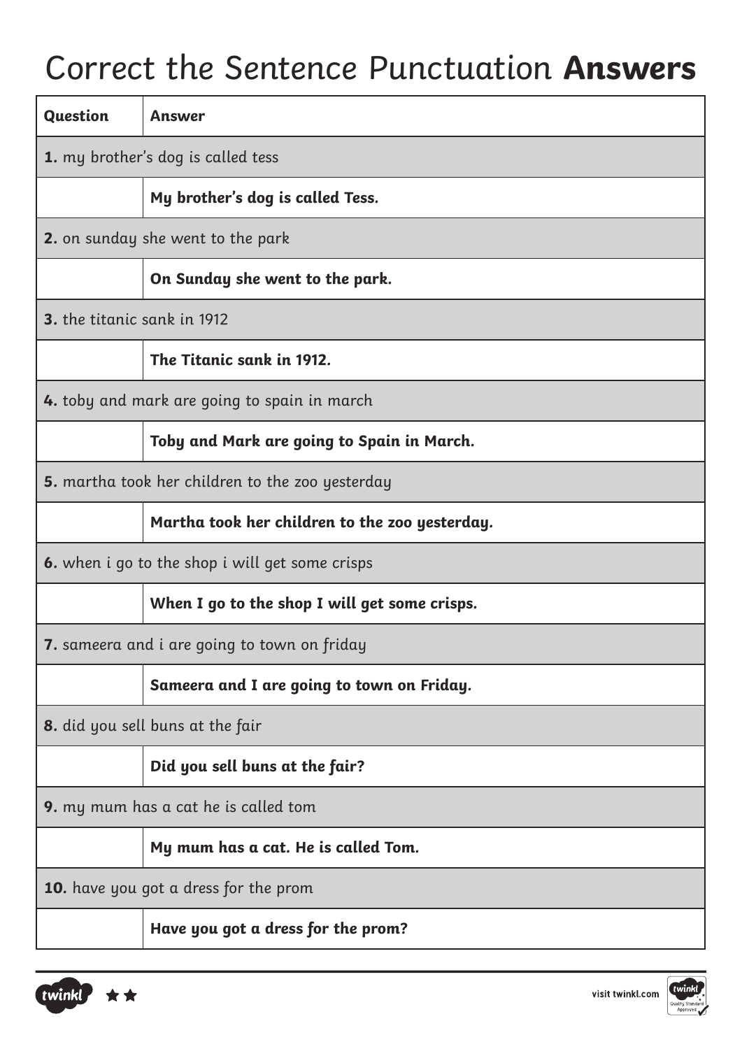# Correct the Sentence Punctuation **Answers**

| Question | Answer |
|---|---|
| **1.** my brother's dog is called tess | |
| | **My brother's dog is called Tess.** |
| **2.** on sunday she went to the park | |
| | **On Sunday she went to the park.** |
| **3.** the titanic sank in 1912 | |
| | **The Titanic sank in 1912.** |
| **4.** toby and mark are going to spain in march | |
| | **Toby and Mark are going to Spain in March.** |
| **5.** martha took her children to the zoo yesterday | |
| | **Martha took her children to the zoo yesterday.** |
| **6.** when i go to the shop i will get some crisps | |
| | **When I go to the shop I will get some crisps.** |
| **7.** sameera and i are going to town on friday | |
| | **Sameera and I are going to town on Friday.** |
| **8.** did you sell buns at the fair | |
| | **Did you sell buns at the fair?** |
| **9.** my mum has a cat he is called tom | |
| | **My mum has a cat. He is called Tom.** |
| **10.** have you got a dress for the prom | |
| | **Have you got a dress for the prom?** |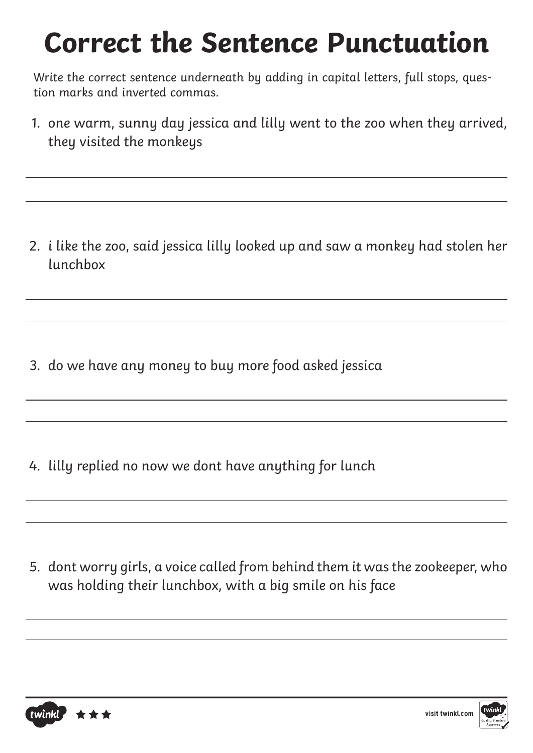# Correct the Sentence Punctuation

Write the correct sentence underneath by adding in capital letters, full stops, question marks and inverted commas.

1. one warm, sunny day jessica and lilly went to the zoo when they arrived, they visited the monkeys

2. i like the zoo, said jessica lilly looked up and saw a monkey had stolen her lunchbox

3. do we have any money to buy more food asked jessica

4. lilly replied no now we dont have anything for lunch

5. dont worry girls, a voice called from behind them it was the zookeeper, who was holding their lunchbox, with a big smile on his face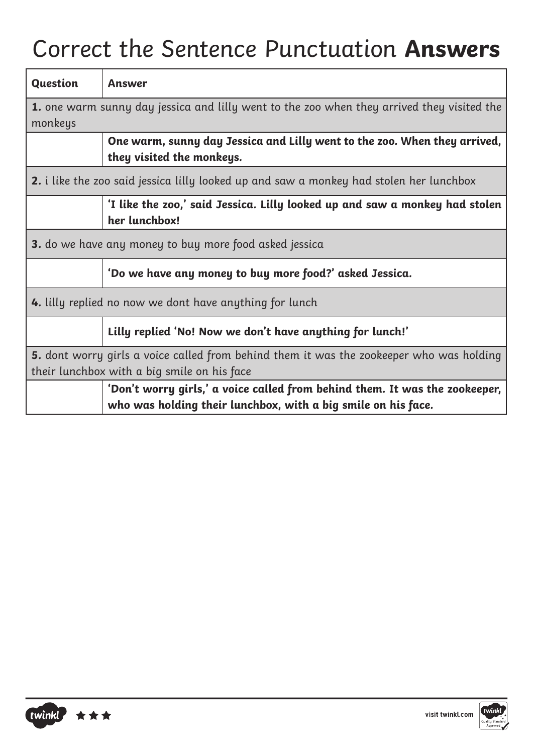# Correct the Sentence Punctuation **Answers**

| Question | Answer |
|---|---|
| **1.** one warm sunny day jessica and lilly went to the zoo when they arrived they visited the monkeys | |
| | **One warm, sunny day Jessica and Lilly went to the zoo. When they arrived, they visited the monkeys.** |
| **2.** i like the zoo said jessica lilly looked up and saw a monkey had stolen her lunchbox | |
| | **'I like the zoo,' said Jessica. Lilly looked up and saw a monkey had stolen her lunchbox!** |
| **3.** do we have any money to buy more food asked jessica | |
| | **'Do we have any money to buy more food?' asked Jessica.** |
| **4.** lilly replied no now we dont have anything for lunch | |
| | **Lilly replied 'No! Now we don't have anything for lunch!'** |
| **5.** dont worry girls a voice called from behind them it was the zookeeper who was holding their lunchbox with a big smile on his face | |
| | **'Don't worry girls,' a voice called from behind them. It was the zookeeper, who was holding their lunchbox, with a big smile on his face.** |